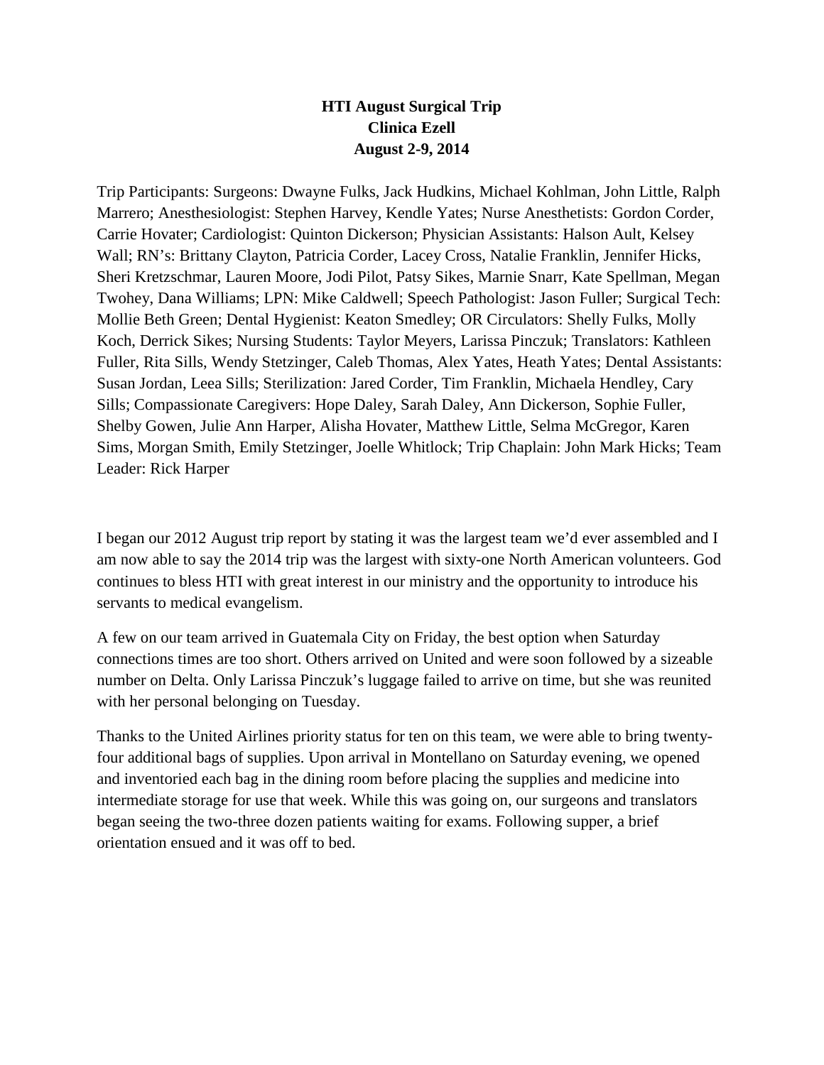**HTI August Surgical Trip**
**Clinica Ezell**
**August 2-9, 2014**

Trip Participants: Surgeons: Dwayne Fulks, Jack Hudkins, Michael Kohlman, John Little, Ralph Marrero; Anesthesiologist: Stephen Harvey, Kendle Yates; Nurse Anesthetists: Gordon Corder, Carrie Hovater; Cardiologist: Quinton Dickerson; Physician Assistants: Halson Ault, Kelsey Wall; RN's: Brittany Clayton, Patricia Corder, Lacey Cross, Natalie Franklin, Jennifer Hicks, Sheri Kretzschmar, Lauren Moore, Jodi Pilot, Patsy Sikes, Marnie Snarr, Kate Spellman, Megan Twohey, Dana Williams; LPN: Mike Caldwell; Speech Pathologist: Jason Fuller; Surgical Tech: Mollie Beth Green; Dental Hygienist: Keaton Smedley; OR Circulators: Shelly Fulks, Molly Koch, Derrick Sikes; Nursing Students: Taylor Meyers, Larissa Pinczuk; Translators: Kathleen Fuller, Rita Sills, Wendy Stetzinger, Caleb Thomas, Alex Yates, Heath Yates; Dental Assistants: Susan Jordan, Leea Sills; Sterilization: Jared Corder, Tim Franklin, Michaela Hendley, Cary Sills; Compassionate Caregivers: Hope Daley, Sarah Daley, Ann Dickerson, Sophie Fuller, Shelby Gowen, Julie Ann Harper, Alisha Hovater, Matthew Little, Selma McGregor, Karen Sims, Morgan Smith, Emily Stetzinger, Joelle Whitlock; Trip Chaplain: John Mark Hicks; Team Leader: Rick Harper

I began our 2012 August trip report by stating it was the largest team we'd ever assembled and I am now able to say the 2014 trip was the largest with sixty-one North American volunteers. God continues to bless HTI with great interest in our ministry and the opportunity to introduce his servants to medical evangelism.

A few on our team arrived in Guatemala City on Friday, the best option when Saturday connections times are too short. Others arrived on United and were soon followed by a sizeable number on Delta. Only Larissa Pinczuk's luggage failed to arrive on time, but she was reunited with her personal belonging on Tuesday.

Thanks to the United Airlines priority status for ten on this team, we were able to bring twenty-four additional bags of supplies. Upon arrival in Montellano on Saturday evening, we opened and inventoried each bag in the dining room before placing the supplies and medicine into intermediate storage for use that week. While this was going on, our surgeons and translators began seeing the two-three dozen patients waiting for exams. Following supper, a brief orientation ensued and it was off to bed.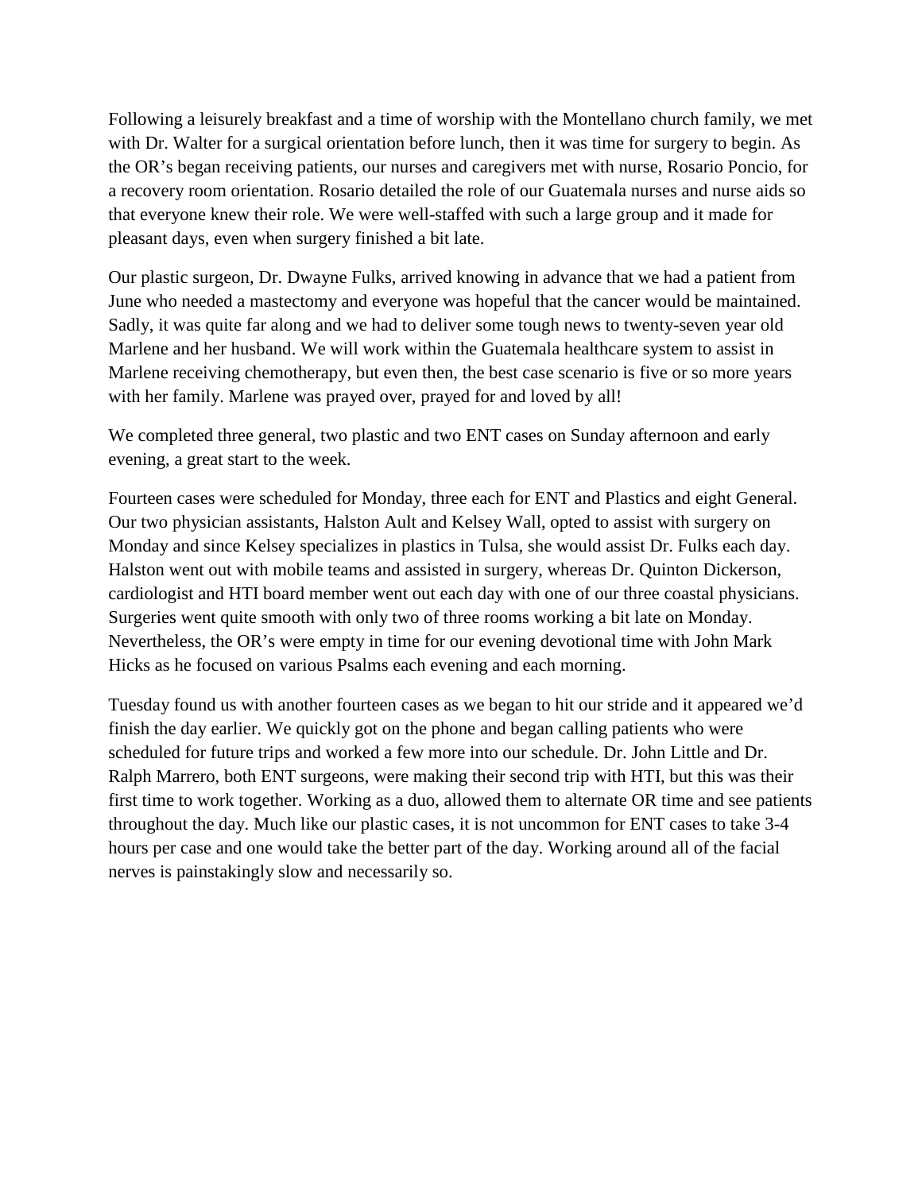Following a leisurely breakfast and a time of worship with the Montellano church family, we met with Dr. Walter for a surgical orientation before lunch, then it was time for surgery to begin. As the OR's began receiving patients, our nurses and caregivers met with nurse, Rosario Poncio, for a recovery room orientation. Rosario detailed the role of our Guatemala nurses and nurse aids so that everyone knew their role. We were well-staffed with such a large group and it made for pleasant days, even when surgery finished a bit late.

Our plastic surgeon, Dr. Dwayne Fulks, arrived knowing in advance that we had a patient from June who needed a mastectomy and everyone was hopeful that the cancer would be maintained. Sadly, it was quite far along and we had to deliver some tough news to twenty-seven year old Marlene and her husband. We will work within the Guatemala healthcare system to assist in Marlene receiving chemotherapy, but even then, the best case scenario is five or so more years with her family. Marlene was prayed over, prayed for and loved by all!

We completed three general, two plastic and two ENT cases on Sunday afternoon and early evening, a great start to the week.

Fourteen cases were scheduled for Monday, three each for ENT and Plastics and eight General. Our two physician assistants, Halston Ault and Kelsey Wall, opted to assist with surgery on Monday and since Kelsey specializes in plastics in Tulsa, she would assist Dr. Fulks each day. Halston went out with mobile teams and assisted in surgery, whereas Dr. Quinton Dickerson, cardiologist and HTI board member went out each day with one of our three coastal physicians. Surgeries went quite smooth with only two of three rooms working a bit late on Monday. Nevertheless, the OR's were empty in time for our evening devotional time with John Mark Hicks as he focused on various Psalms each evening and each morning.

Tuesday found us with another fourteen cases as we began to hit our stride and it appeared we'd finish the day earlier. We quickly got on the phone and began calling patients who were scheduled for future trips and worked a few more into our schedule. Dr. John Little and Dr. Ralph Marrero, both ENT surgeons, were making their second trip with HTI, but this was their first time to work together. Working as a duo, allowed them to alternate OR time and see patients throughout the day. Much like our plastic cases, it is not uncommon for ENT cases to take 3-4 hours per case and one would take the better part of the day. Working around all of the facial nerves is painstakingly slow and necessarily so.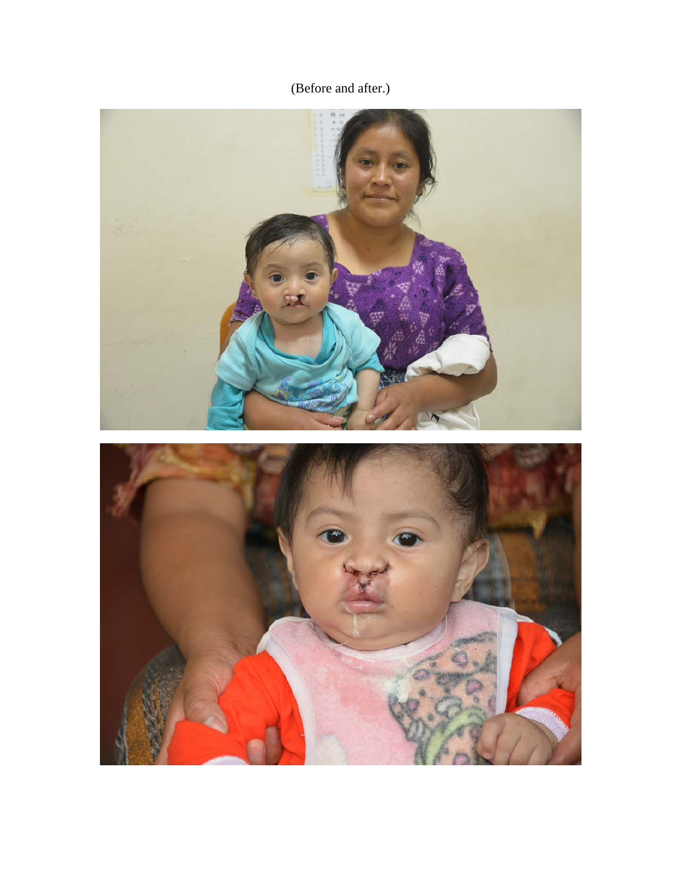(Before and after.)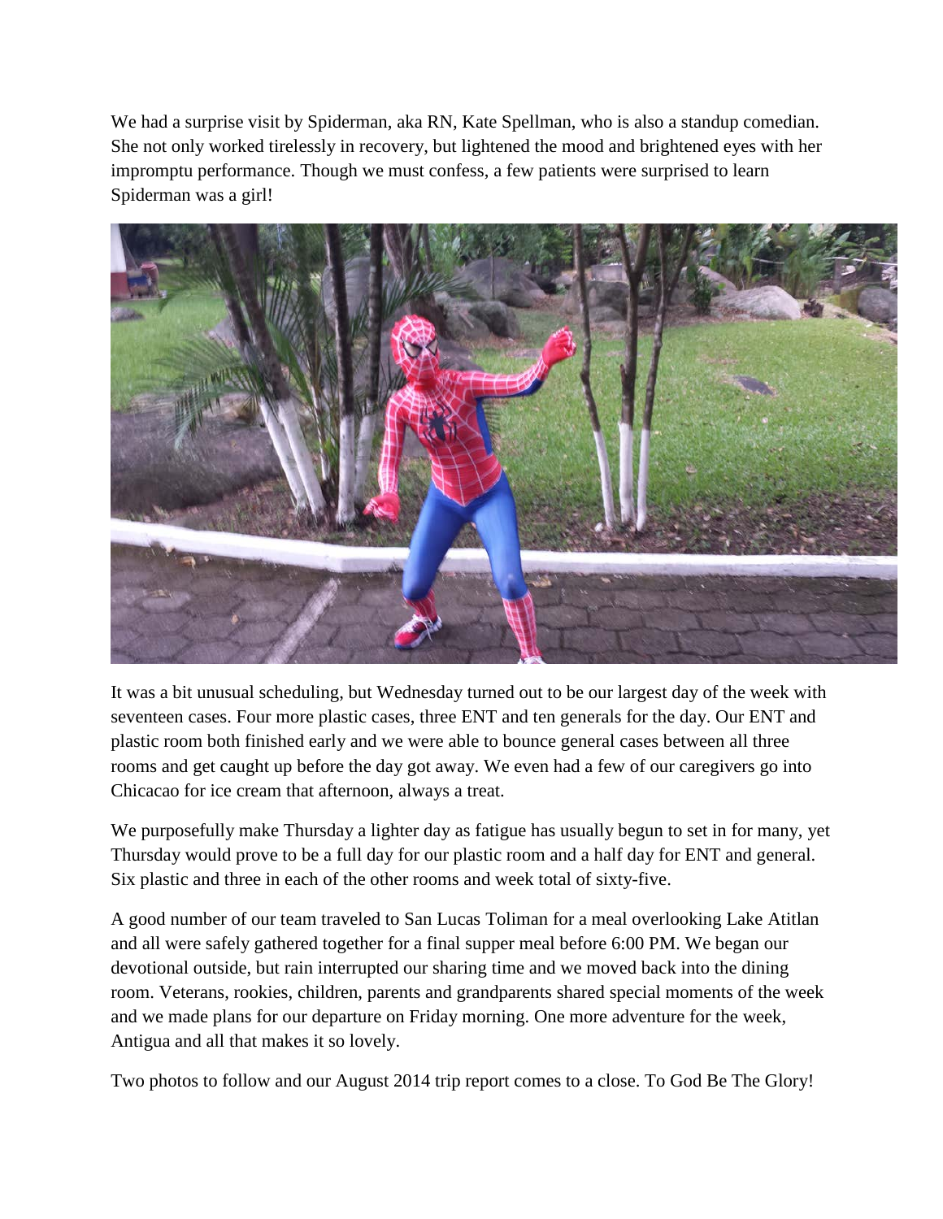We had a surprise visit by Spiderman, aka RN, Kate Spellman, who is also a standup comedian. She not only worked tirelessly in recovery, but lightened the mood and brightened eyes with her impromptu performance. Though we must confess, a few patients were surprised to learn Spiderman was a girl!

It was a bit unusual scheduling, but Wednesday turned out to be our largest day of the week with seventeen cases. Four more plastic cases, three ENT and ten generals for the day. Our ENT and plastic room both finished early and we were able to bounce general cases between all three rooms and get caught up before the day got away. We even had a few of our caregivers go into Chicacao for ice cream that afternoon, always a treat.

We purposefully make Thursday a lighter day as fatigue has usually begun to set in for many, yet Thursday would prove to be a full day for our plastic room and a half day for ENT and general. Six plastic and three in each of the other rooms and week total of sixty-five.

A good number of our team traveled to San Lucas Toliman for a meal overlooking Lake Atitlan and all were safely gathered together for a final supper meal before 6:00 PM. We began our devotional outside, but rain interrupted our sharing time and we moved back into the dining room. Veterans, rookies, children, parents and grandparents shared special moments of the week and we made plans for our departure on Friday morning. One more adventure for the week, Antigua and all that makes it so lovely.

Two photos to follow and our August 2014 trip report comes to a close. To God Be The Glory!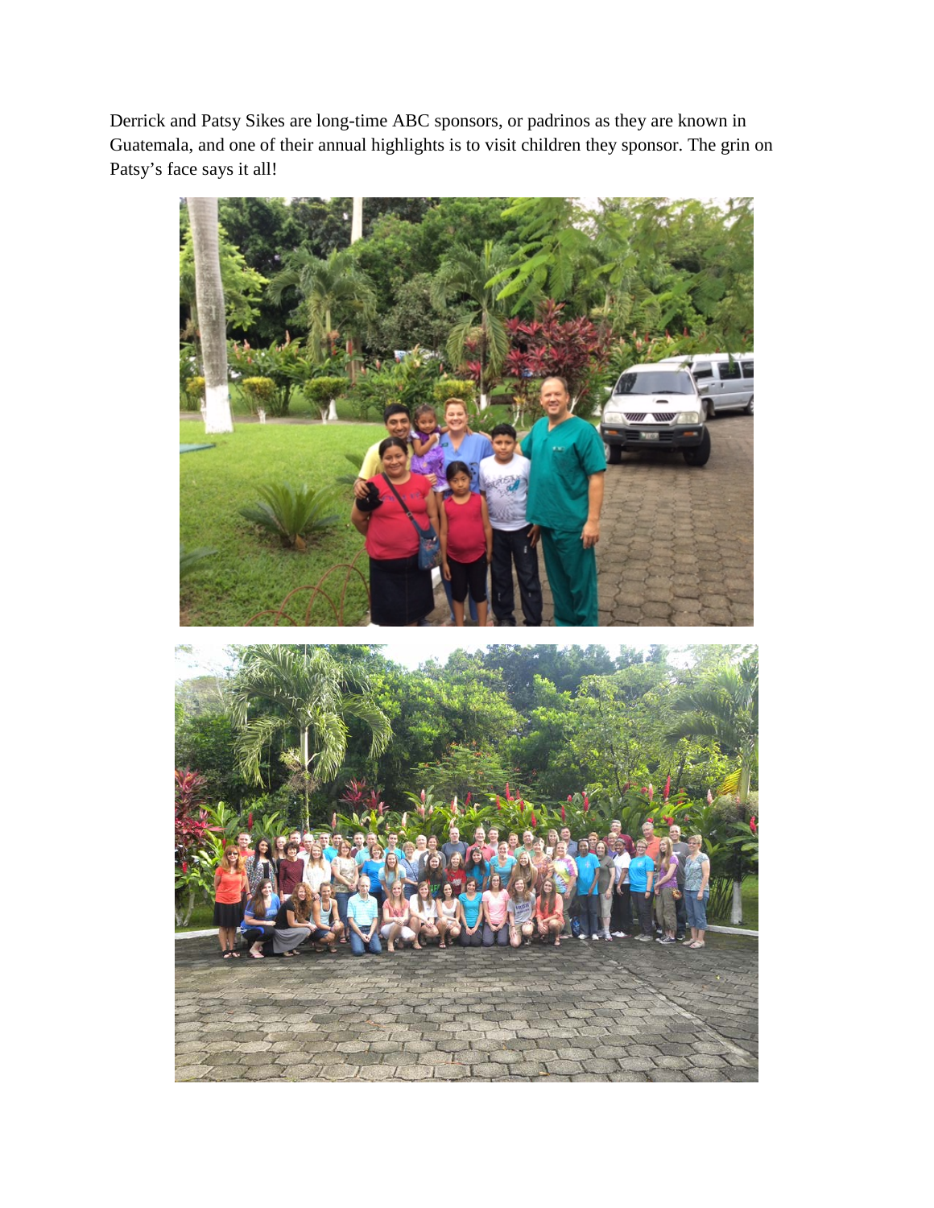Derrick and Patsy Sikes are long-time ABC sponsors, or padrinos as they are known in Guatemala, and one of their annual highlights is to visit children they sponsor. The grin on Patsy's face says it all!